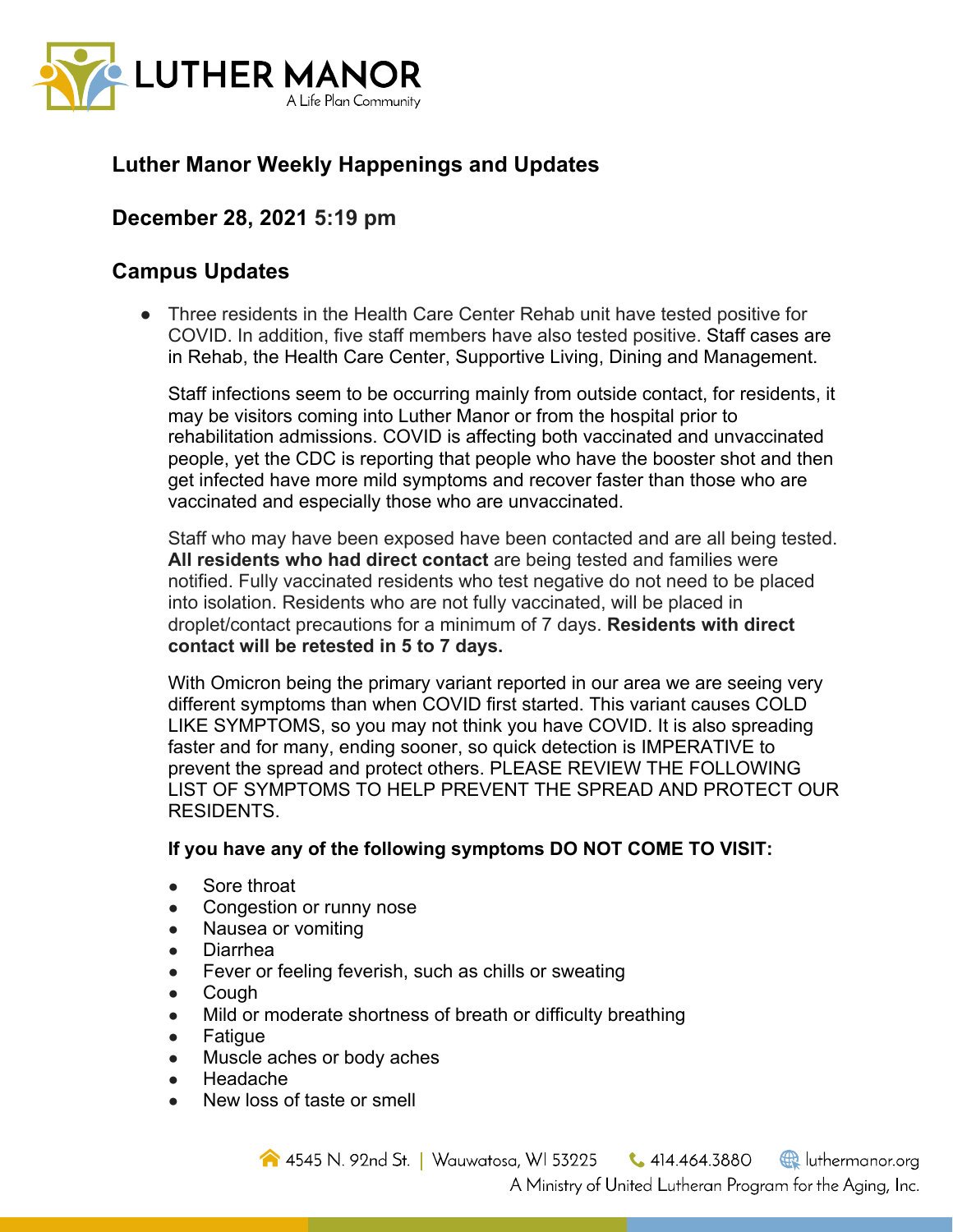# Luther Manor Weekly Happenings and Updates

## December 28, 2021 5:19 pm

## Campus Updates

- Three residents in the Health Care Center Rehab unit have tested positive for COVID. In addition, five staff members have also tested positive. Staff cases are in Rehab, the Health Care Center, Supportive Living, Dining and Management.

  Staff infections seem to be occurring mainly from outside contact, for residents, it may be visitors coming into Luther Manor or from the hospital prior to rehabilitation admissions. COVID is affecting both vaccinated and unvaccinated people, yet the CDC is reporting that people who have the booster shot and then get infected have more mild symptoms and recover faster than those who are vaccinated and especially those who are unvaccinated.

  Staff who may have been exposed have been contacted and are all being tested. **All residents who had direct contact** are being tested and families were notified. Fully vaccinated residents who test negative do not need to be placed into isolation. Residents who are not fully vaccinated, will be placed in droplet/contact precautions for a minimum of 7 days. **Residents with direct contact will be retested in 5 to 7 days.**

  With Omicron being the primary variant reported in our area we are seeing very different symptoms than when COVID first started. This variant causes COLD LIKE SYMPTOMS, so you may not think you have COVID. It is also spreading faster and for many, ending sooner, so quick detection is IMPERATIVE to prevent the spread and protect others. PLEASE REVIEW THE FOLLOWING LIST OF SYMPTOMS TO HELP PREVENT THE SPREAD AND PROTECT OUR RESIDENTS.

  **If you have any of the following symptoms DO NOT COME TO VISIT:**

  - Sore throat
  - Congestion or runny nose
  - Nausea or vomiting
  - Diarrhea
  - Fever or feeling feverish, such as chills or sweating
  - Cough
  - Mild or moderate shortness of breath or difficulty breathing
  - Fatigue
  - Muscle aches or body aches
  - Headache
  - New loss of taste or smell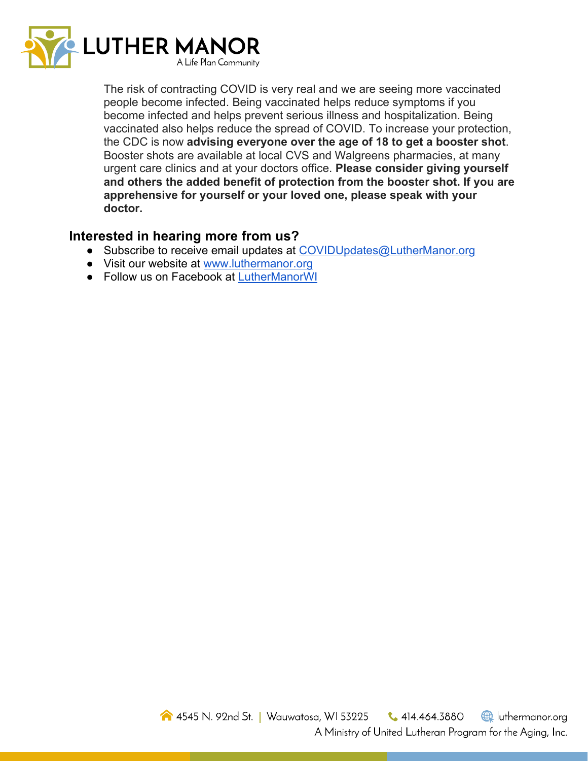The risk of contracting COVID is very real and we are seeing more vaccinated people become infected. Being vaccinated helps reduce symptoms if you become infected and helps prevent serious illness and hospitalization. Being vaccinated also helps reduce the spread of COVID. To increase your protection, the CDC is now **advising everyone over the age of 18 to get a booster shot**. Booster shots are available at local CVS and Walgreens pharmacies, at many urgent care clinics and at your doctors office. **Please consider giving yourself and others the added benefit of protection from the booster shot. If you are apprehensive for yourself or your loved one, please speak with your doctor.**

## Interested in hearing more from us?

- Subscribe to receive email updates at COVIDUpdates@LutherManor.org
- Visit our website at www.luthermanor.org
- Follow us on Facebook at LutherManorWI